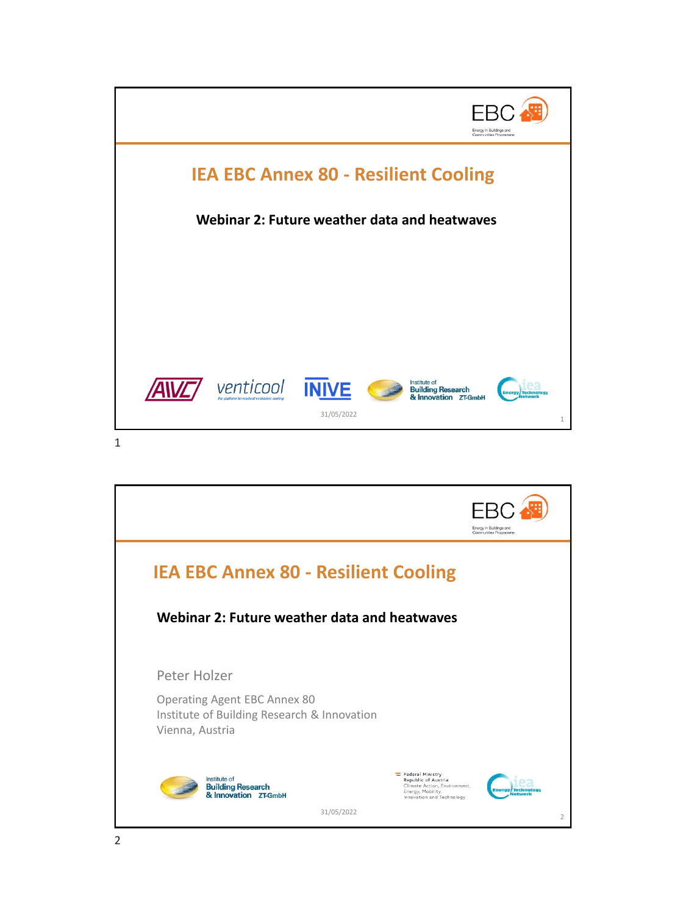# IEA EBC Annex 80 - Resilient Cooling

**Webinar 2: Future weather data and heatwaves**

31/05/2022

# IEA EBC Annex 80 - Resilient Cooling

**Webinar 2: Future weather data and heatwaves**

Peter Holzer

Operating Agent EBC Annex 80
Institute of Building Research & Innovation
Vienna, Austria

31/05/2022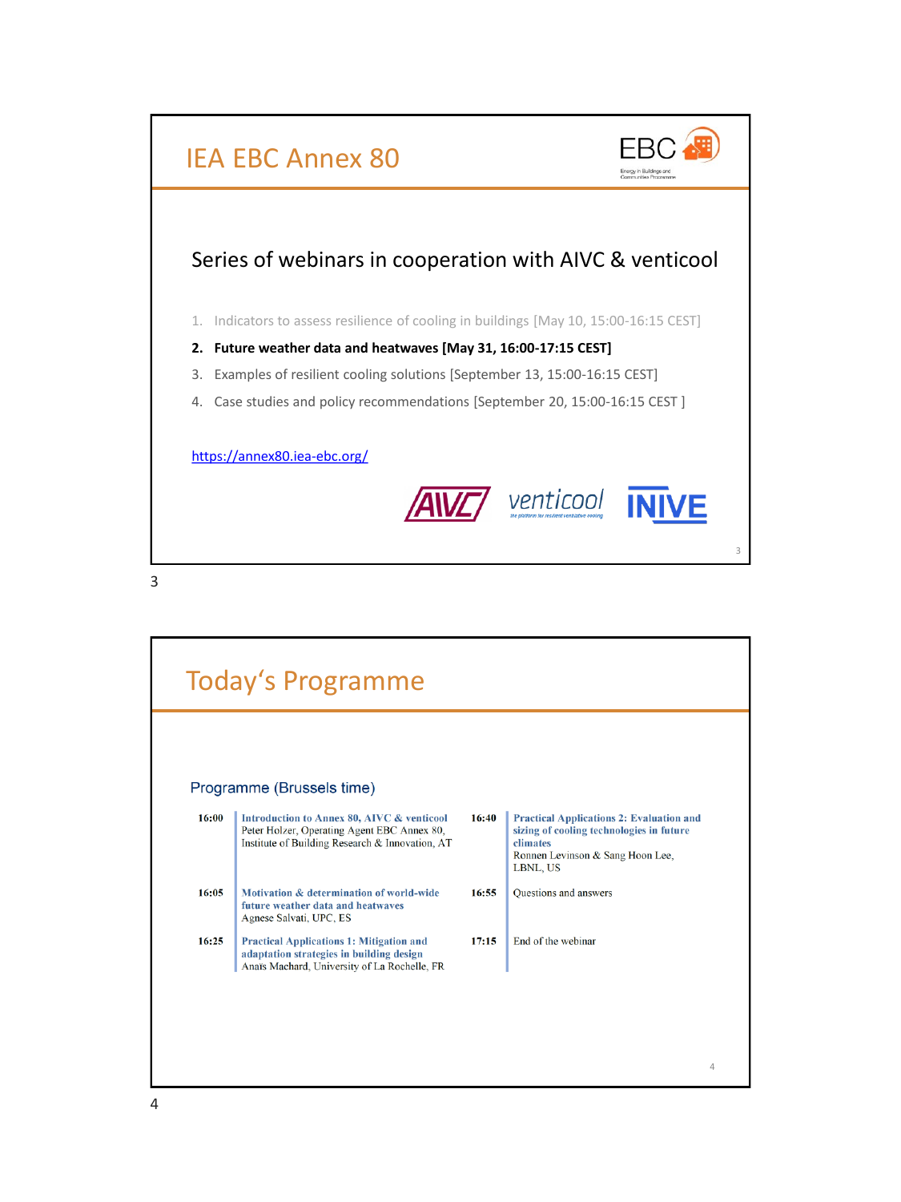## IEA EBC Annex 80

### Series of webinars in cooperation with AIVC & venticool

1. Indicators to assess resilience of cooling in buildings [May 10, 15:00-16:15 CEST]
2. **Future weather data and heatwaves [May 31, 16:00-17:15 CEST]**
3. Examples of resilient cooling solutions [September 13, 15:00-16:15 CEST]
4. Case studies and policy recommendations [September 20, 15:00-16:15 CEST ]

https://annex80.iea-ebc.org/

## Today's Programme

### Programme (Brussels time)

| Time | Session | Time | Session |
|---|---|---|---|
| 16:00 | **Introduction to Annex 80, AIVC & venticool** Peter Holzer, Operating Agent EBC Annex 80, Institute of Building Research & Innovation, AT | 16:40 | **Practical Applications 2: Evaluation and sizing of cooling technologies in future climates** Ronnen Levinson & Sang Hoon Lee, LBNL, US |
| 16:05 | **Motivation & determination of world-wide future weather data and heatwaves** Agnese Salvati, UPC, ES | 16:55 | Questions and answers |
| 16:25 | **Practical Applications 1: Mitigation and adaptation strategies in building design** Anaïs Machard, University of La Rochelle, FR | 17:15 | End of the webinar |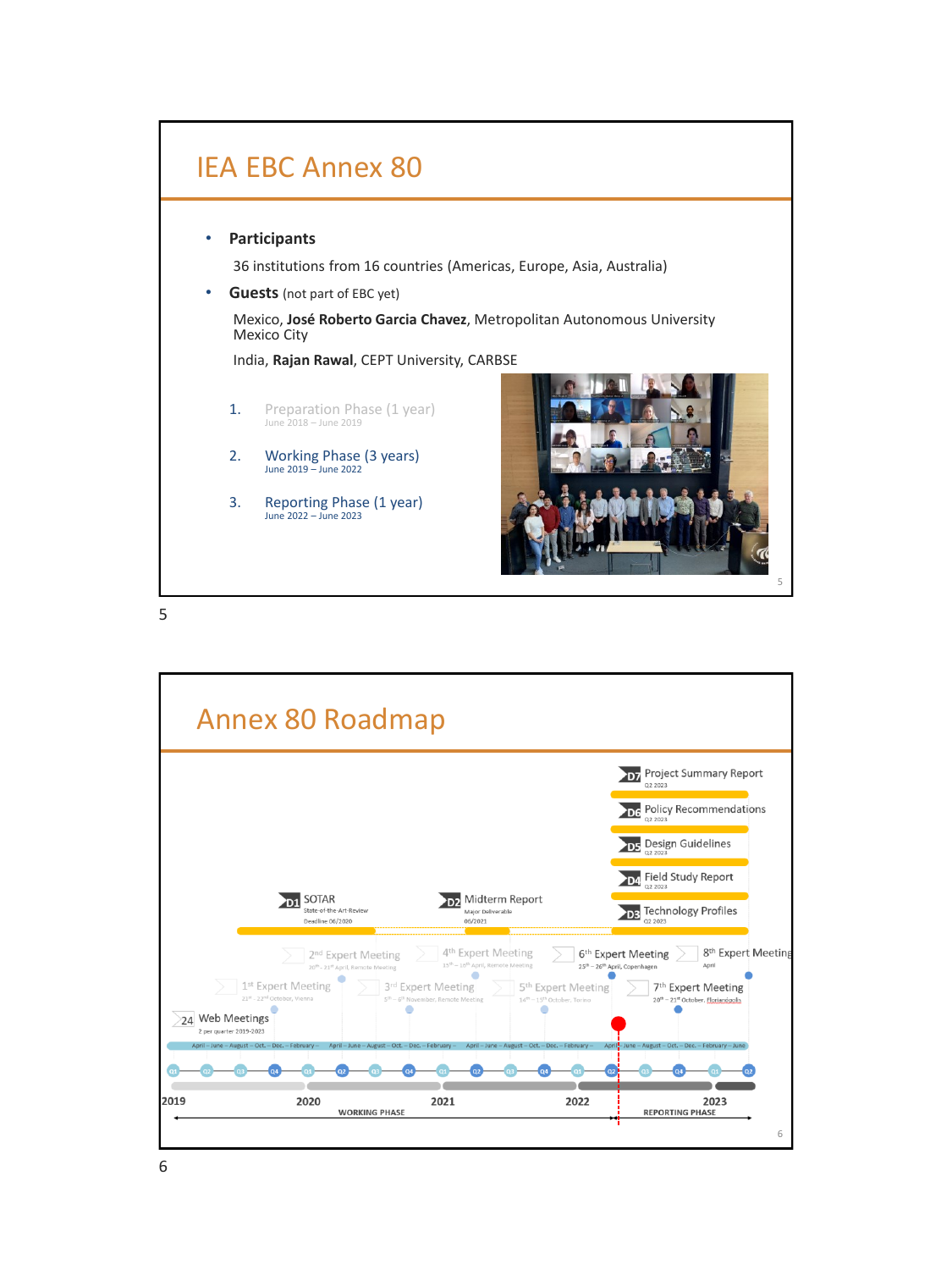# IEA EBC Annex 80

- **Participants**

  36 institutions from 16 countries (Americas, Europe, Asia, Australia)

- **Guests** (not part of EBC yet)

  Mexico, **José Roberto Garcia Chavez**, Metropolitan Autonomous University Mexico City

  India, **Rajan Rawal**, CEPT University, CARBSE

1. Preparation Phase (1 year)
   June 2018 – June 2019
2. Working Phase (3 years)
   June 2019 – June 2022
3. Reporting Phase (1 year)
   June 2022 – June 2023

# Annex 80 Roadmap

- D7 Project Summary Report – Q2 2023
- D6 Policy Recommendations – Q2 2023
- D5 Design Guidelines – Q2 2023
- D4 Field Study Report – Q2 2023
- D3 Technology Profiles – Q2 2023
- D2 Midterm Report – Major Deliverable – 06/2021
- D1 SOTAR – State-of-the-Art-Review – Deadline 06/2020

- 1st Expert Meeting – 21st – 22nd October, Vienna
- 2nd Expert Meeting – 30th – 31st April, Remote Meeting
- 3rd Expert Meeting – 5th – 6th November, Remote Meeting
- 4th Expert Meeting – 15th – 16th April, Remote Meeting
- 5th Expert Meeting – 14th – 15th October, Torino
- 6th Expert Meeting – 25th – 26th April, Copenhagen
- 7th Expert Meeting – 20th – 21st October, Florianópolis
- 8th Expert Meeting – April
- 24 Web Meetings – 2 per quarter 2019-2023

2019 – 2020 – 2021 – 2022 – 2023

WORKING PHASE | REPORTING PHASE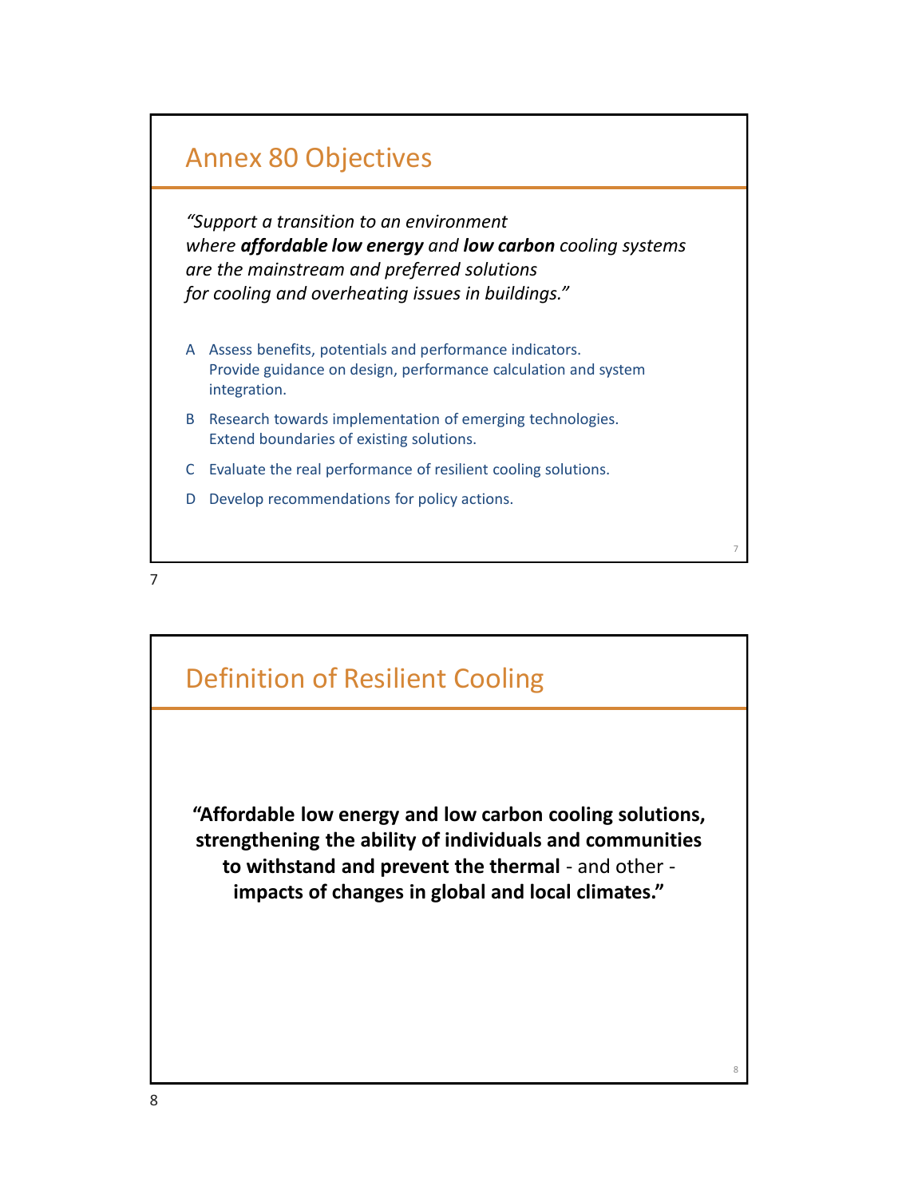## Annex 80 Objectives

*"Support a transition to an environment where* ***affordable low energy*** *and* ***low carbon*** *cooling systems are the mainstream and preferred solutions for cooling and overheating issues in buildings."*

- A Assess benefits, potentials and performance indicators. Provide guidance on design, performance calculation and system integration.
- B Research towards implementation of emerging technologies. Extend boundaries of existing solutions.
- C Evaluate the real performance of resilient cooling solutions.
- D Develop recommendations for policy actions.

## Definition of Resilient Cooling

**"Affordable low energy and low carbon cooling solutions, strengthening the ability of individuals and communities to withstand and prevent the thermal** - and other - **impacts of changes in global and local climates."**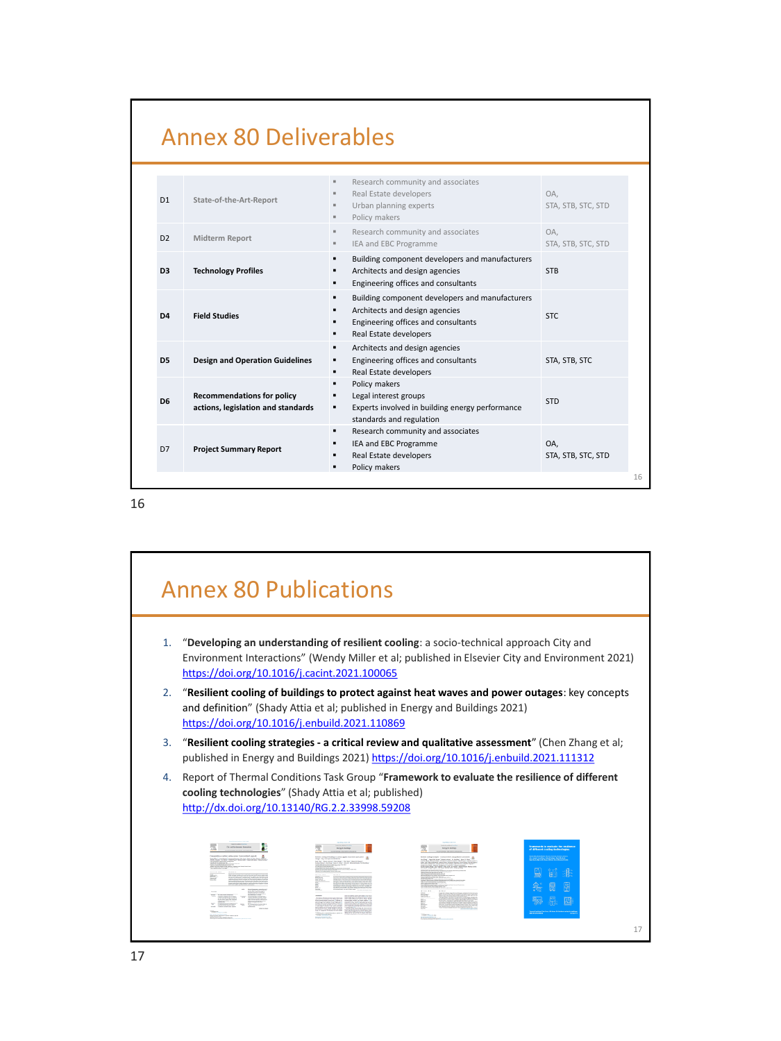## Annex 80 Deliverables

| | | | |
|---|---|---|---|
| D1 | State-of-the-Art-Report | ▪ Research community and associates<br>▪ Real Estate developers<br>▪ Urban planning experts<br>▪ Policy makers | OA,<br>STA, STB, STC, STD |
| D2 | Midterm Report | ▪ Research community and associates<br>▪ IEA and EBC Programme | OA,<br>STA, STB, STC, STD |
| **D3** | **Technology Profiles** | ▪ Building component developers and manufacturers<br>▪ Architects and design agencies<br>▪ Engineering offices and consultants | STB |
| **D4** | **Field Studies** | ▪ Building component developers and manufacturers<br>▪ Architects and design agencies<br>▪ Engineering offices and consultants<br>▪ Real Estate developers | STC |
| **D5** | **Design and Operation Guidelines** | ▪ Architects and design agencies<br>▪ Engineering offices and consultants<br>▪ Real Estate developers | STA, STB, STC |
| **D6** | **Recommendations for policy actions, legislation and standards** | ▪ Policy makers<br>▪ Legal interest groups<br>▪ Experts involved in building energy performance standards and regulation | STD |
| D7 | **Project Summary Report** | ▪ Research community and associates<br>▪ IEA and EBC Programme<br>▪ Real Estate developers<br>▪ Policy makers | OA,<br>STA, STB, STC, STD |

## Annex 80 Publications

1. "**Developing an understanding of resilient cooling**: a socio-technical approach City and Environment Interactions" (Wendy Miller et al; published in Elsevier City and Environment 2021) https://doi.org/10.1016/j.cacint.2021.100065
2. "**Resilient cooling of buildings to protect against heat waves and power outages**: key concepts and definition" (Shady Attia et al; published in Energy and Buildings 2021) https://doi.org/10.1016/j.enbuild.2021.110869
3. "**Resilient cooling strategies - a critical review and qualitative assessment**" (Chen Zhang et al; published in Energy and Buildings 2021) https://doi.org/10.1016/j.enbuild.2021.111312
4. Report of Thermal Conditions Task Group "**Framework to evaluate the resilience of different cooling technologies**" (Shady Attia et al; published) http://dx.doi.org/10.13140/RG.2.2.33998.59208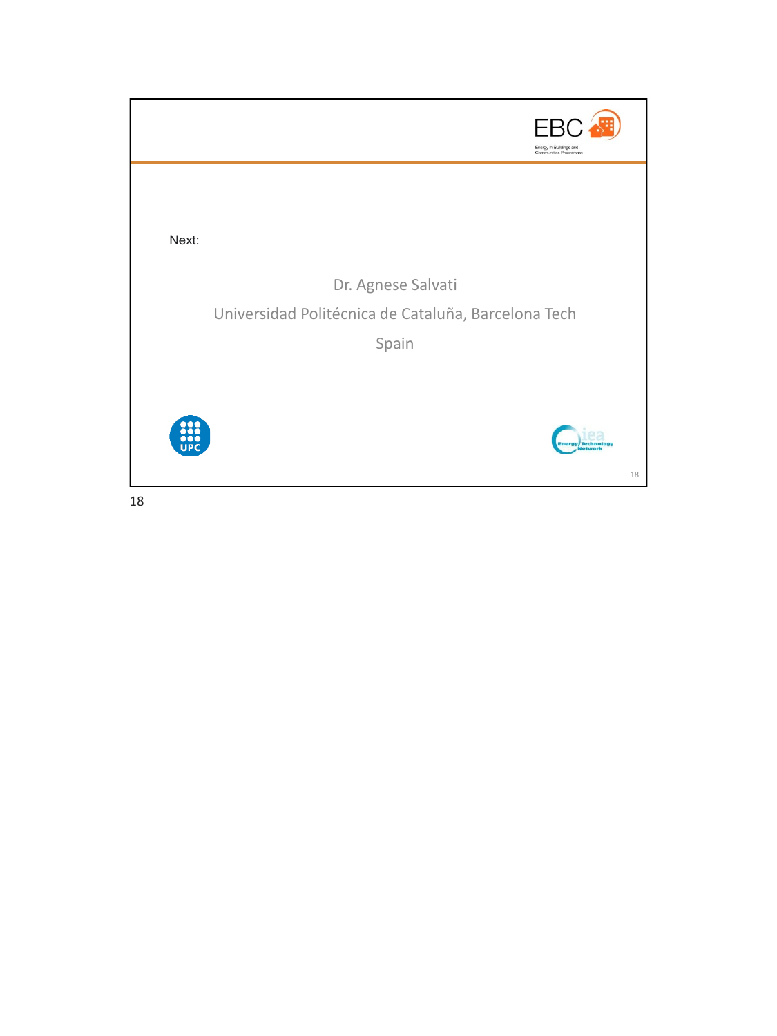Next:

Dr. Agnese Salvati

Universidad Politécnica de Cataluña, Barcelona Tech

Spain